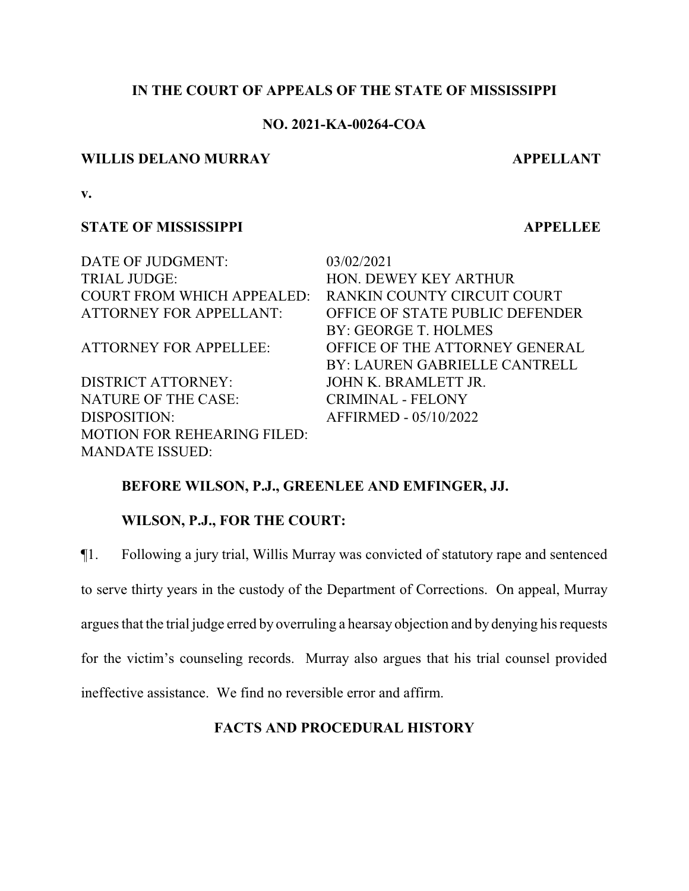**IN THE COURT OF APPEALS OF THE STATE OF MISSISSIPPI**

**NO. 2021-KA-00264-COA**

**WILLIS DELANO MURRAY** — **APPELLANT**

**v.**

**STATE OF MISSISSIPPI** — **APPELLEE**

| | |
|---|---|
| DATE OF JUDGMENT: | 03/02/2021 |
| TRIAL JUDGE: | HON. DEWEY KEY ARTHUR |
| COURT FROM WHICH APPEALED: | RANKIN COUNTY CIRCUIT COURT |
| ATTORNEY FOR APPELLANT: | OFFICE OF STATE PUBLIC DEFENDER<br>BY: GEORGE T. HOLMES |
| ATTORNEY FOR APPELLEE: | OFFICE OF THE ATTORNEY GENERAL<br>BY: LAUREN GABRIELLE CANTRELL |
| DISTRICT ATTORNEY: | JOHN K. BRAMLETT JR. |
| NATURE OF THE CASE: | CRIMINAL - FELONY |
| DISPOSITION: | AFFIRMED - 05/10/2022 |
| MOTION FOR REHEARING FILED: | |
| MANDATE ISSUED: | |

**BEFORE WILSON, P.J., GREENLEE AND EMFINGER, JJ.**

**WILSON, P.J., FOR THE COURT:**

¶1. Following a jury trial, Willis Murray was convicted of statutory rape and sentenced to serve thirty years in the custody of the Department of Corrections. On appeal, Murray argues that the trial judge erred by overruling a hearsay objection and by denying his requests for the victim's counseling records. Murray also argues that his trial counsel provided ineffective assistance. We find no reversible error and affirm.

## FACTS AND PROCEDURAL HISTORY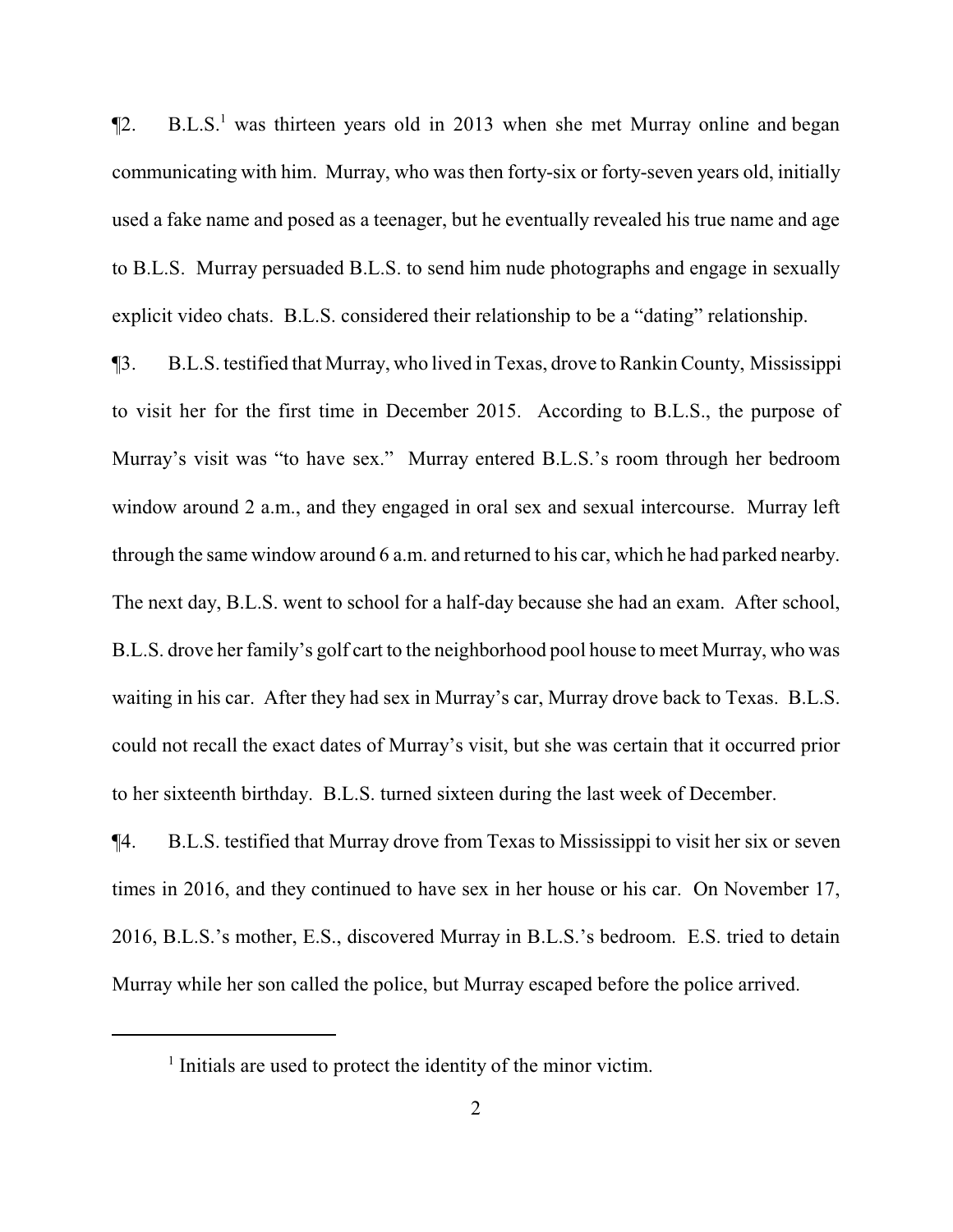¶2. B.L.S.[1] was thirteen years old in 2013 when she met Murray online and began communicating with him. Murray, who was then forty-six or forty-seven years old, initially used a fake name and posed as a teenager, but he eventually revealed his true name and age to B.L.S. Murray persuaded B.L.S. to send him nude photographs and engage in sexually explicit video chats. B.L.S. considered their relationship to be a "dating" relationship.

¶3. B.L.S. testified that Murray, who lived in Texas, drove to Rankin County, Mississippi to visit her for the first time in December 2015. According to B.L.S., the purpose of Murray's visit was "to have sex." Murray entered B.L.S.'s room through her bedroom window around 2 a.m., and they engaged in oral sex and sexual intercourse. Murray left through the same window around 6 a.m. and returned to his car, which he had parked nearby. The next day, B.L.S. went to school for a half-day because she had an exam. After school, B.L.S. drove her family's golf cart to the neighborhood pool house to meet Murray, who was waiting in his car. After they had sex in Murray's car, Murray drove back to Texas. B.L.S. could not recall the exact dates of Murray's visit, but she was certain that it occurred prior to her sixteenth birthday. B.L.S. turned sixteen during the last week of December.

¶4. B.L.S. testified that Murray drove from Texas to Mississippi to visit her six or seven times in 2016, and they continued to have sex in her house or his car. On November 17, 2016, B.L.S.'s mother, E.S., discovered Murray in B.L.S.'s bedroom. E.S. tried to detain Murray while her son called the police, but Murray escaped before the police arrived.

[1] Initials are used to protect the identity of the minor victim.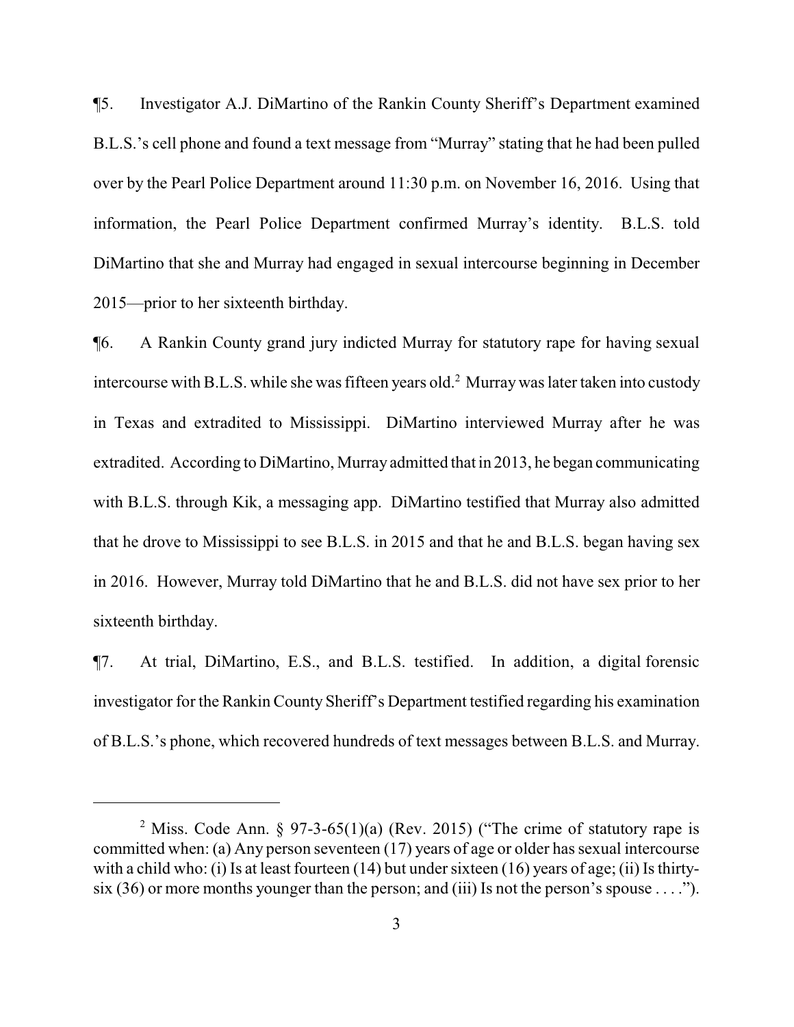¶5. Investigator A.J. DiMartino of the Rankin County Sheriff's Department examined B.L.S.'s cell phone and found a text message from "Murray" stating that he had been pulled over by the Pearl Police Department around 11:30 p.m. on November 16, 2016. Using that information, the Pearl Police Department confirmed Murray's identity. B.L.S. told DiMartino that she and Murray had engaged in sexual intercourse beginning in December 2015—prior to her sixteenth birthday.

¶6. A Rankin County grand jury indicted Murray for statutory rape for having sexual intercourse with B.L.S. while she was fifteen years old.[2] Murray was later taken into custody in Texas and extradited to Mississippi. DiMartino interviewed Murray after he was extradited. According to DiMartino, Murray admitted that in 2013, he began communicating with B.L.S. through Kik, a messaging app. DiMartino testified that Murray also admitted that he drove to Mississippi to see B.L.S. in 2015 and that he and B.L.S. began having sex in 2016. However, Murray told DiMartino that he and B.L.S. did not have sex prior to her sixteenth birthday.

¶7. At trial, DiMartino, E.S., and B.L.S. testified. In addition, a digital forensic investigator for the Rankin County Sheriff's Department testified regarding his examination of B.L.S.'s phone, which recovered hundreds of text messages between B.L.S. and Murray.

---

[2] Miss. Code Ann. § 97-3-65(1)(a) (Rev. 2015) ("The crime of statutory rape is committed when: (a) Any person seventeen (17) years of age or older has sexual intercourse with a child who: (i) Is at least fourteen (14) but under sixteen (16) years of age; (ii) Is thirty-six (36) or more months younger than the person; and (iii) Is not the person's spouse . . . .").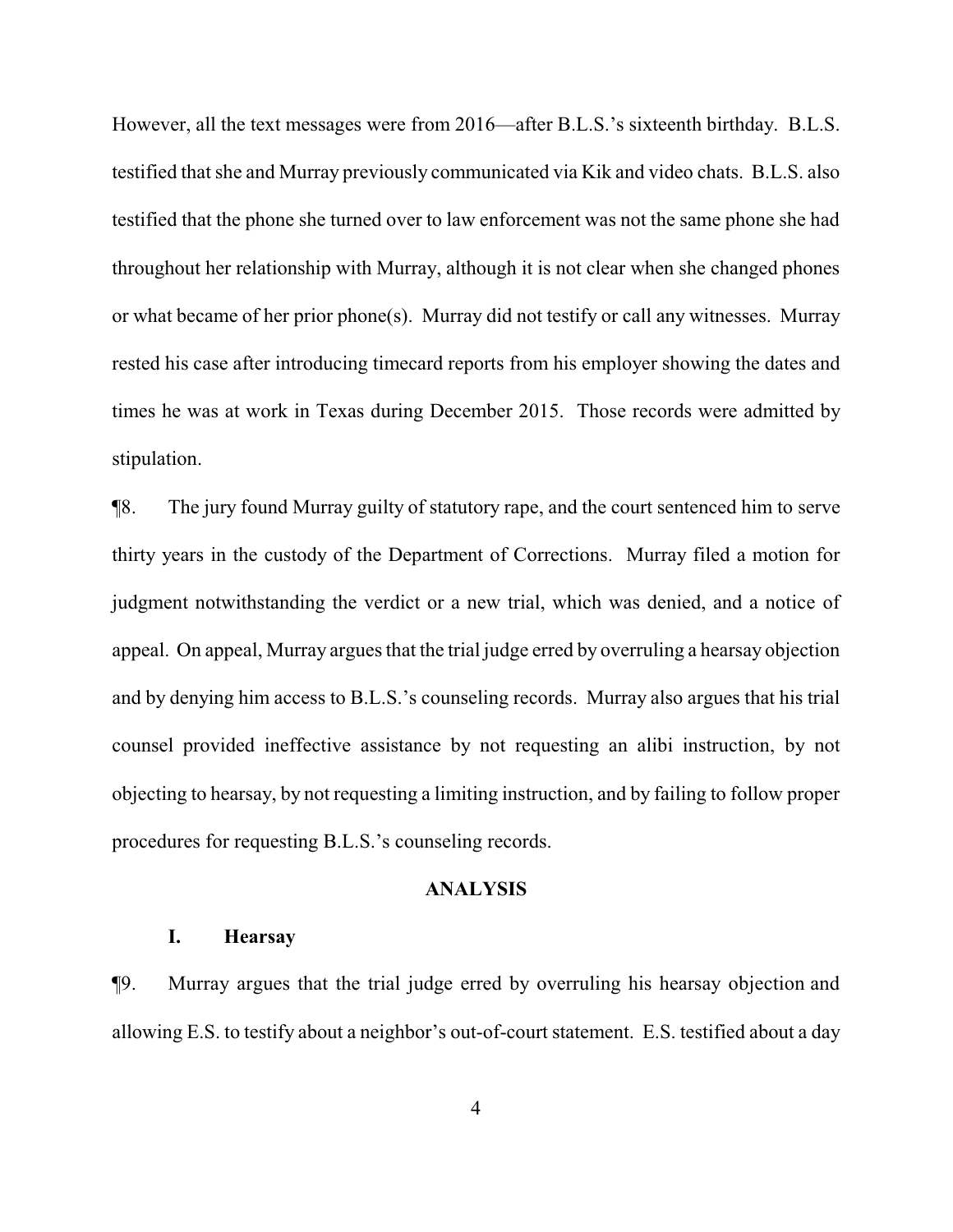However, all the text messages were from 2016—after B.L.S.'s sixteenth birthday. B.L.S. testified that she and Murray previously communicated via Kik and video chats. B.L.S. also testified that the phone she turned over to law enforcement was not the same phone she had throughout her relationship with Murray, although it is not clear when she changed phones or what became of her prior phone(s). Murray did not testify or call any witnesses. Murray rested his case after introducing timecard reports from his employer showing the dates and times he was at work in Texas during December 2015. Those records were admitted by stipulation.

¶8. The jury found Murray guilty of statutory rape, and the court sentenced him to serve thirty years in the custody of the Department of Corrections. Murray filed a motion for judgment notwithstanding the verdict or a new trial, which was denied, and a notice of appeal. On appeal, Murray argues that the trial judge erred by overruling a hearsay objection and by denying him access to B.L.S.'s counseling records. Murray also argues that his trial counsel provided ineffective assistance by not requesting an alibi instruction, by not objecting to hearsay, by not requesting a limiting instruction, and by failing to follow proper procedures for requesting B.L.S.'s counseling records.

## ANALYSIS

### I. Hearsay

¶9. Murray argues that the trial judge erred by overruling his hearsay objection and allowing E.S. to testify about a neighbor's out-of-court statement. E.S. testified about a day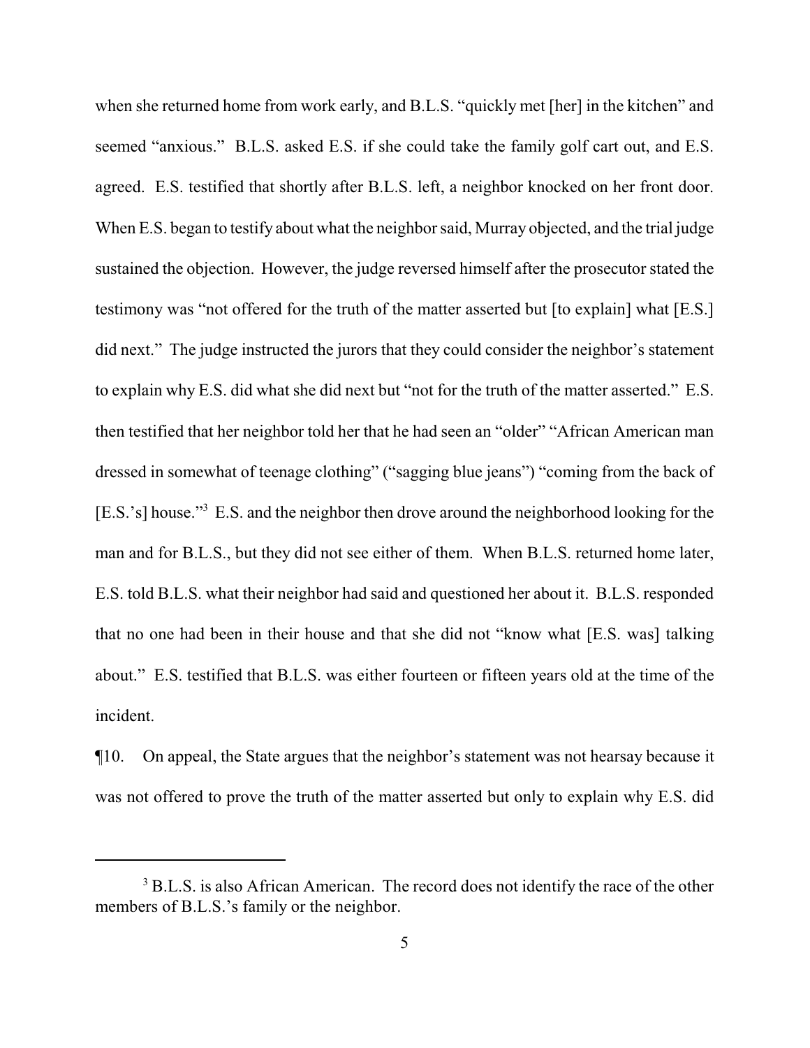when she returned home from work early, and B.L.S. "quickly met [her] in the kitchen" and seemed "anxious." B.L.S. asked E.S. if she could take the family golf cart out, and E.S. agreed. E.S. testified that shortly after B.L.S. left, a neighbor knocked on her front door. When E.S. began to testify about what the neighbor said, Murray objected, and the trial judge sustained the objection. However, the judge reversed himself after the prosecutor stated the testimony was "not offered for the truth of the matter asserted but [to explain] what [E.S.] did next." The judge instructed the jurors that they could consider the neighbor's statement to explain why E.S. did what she did next but "not for the truth of the matter asserted." E.S. then testified that her neighbor told her that he had seen an "older" "African American man dressed in somewhat of teenage clothing" ("sagging blue jeans") "coming from the back of [E.S.'s] house."[3] E.S. and the neighbor then drove around the neighborhood looking for the man and for B.L.S., but they did not see either of them. When B.L.S. returned home later, E.S. told B.L.S. what their neighbor had said and questioned her about it. B.L.S. responded that no one had been in their house and that she did not "know what [E.S. was] talking about." E.S. testified that B.L.S. was either fourteen or fifteen years old at the time of the incident.

¶10. On appeal, the State argues that the neighbor's statement was not hearsay because it was not offered to prove the truth of the matter asserted but only to explain why E.S. did

[3] B.L.S. is also African American. The record does not identify the race of the other members of B.L.S.'s family or the neighbor.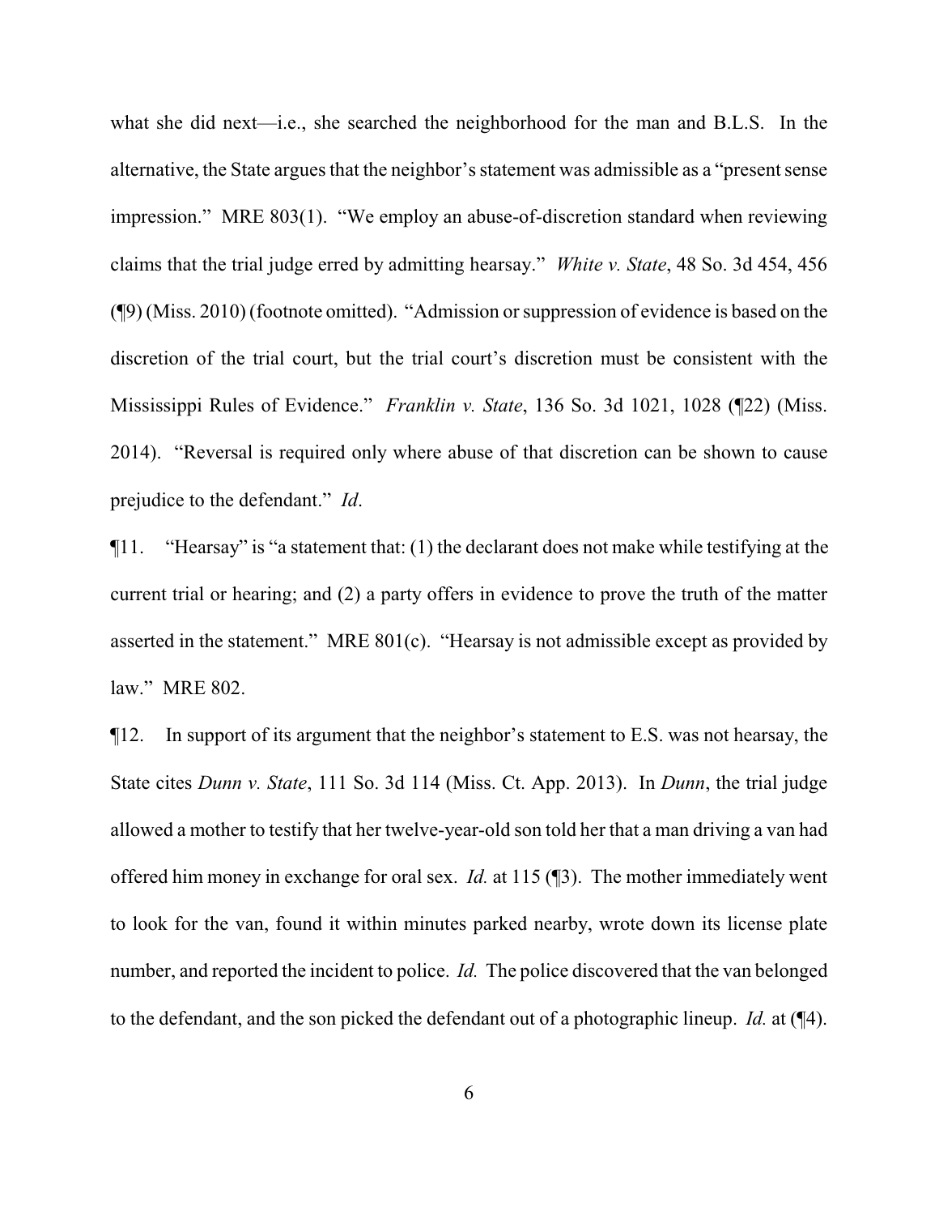what she did next—i.e., she searched the neighborhood for the man and B.L.S. In the alternative, the State argues that the neighbor's statement was admissible as a "present sense impression." MRE 803(1). "We employ an abuse-of-discretion standard when reviewing claims that the trial judge erred by admitting hearsay." *White v. State*, 48 So. 3d 454, 456 (¶9) (Miss. 2010) (footnote omitted). "Admission or suppression of evidence is based on the discretion of the trial court, but the trial court's discretion must be consistent with the Mississippi Rules of Evidence." *Franklin v. State*, 136 So. 3d 1021, 1028 (¶22) (Miss. 2014). "Reversal is required only where abuse of that discretion can be shown to cause prejudice to the defendant." *Id*.

¶11. "Hearsay" is "a statement that: (1) the declarant does not make while testifying at the current trial or hearing; and (2) a party offers in evidence to prove the truth of the matter asserted in the statement." MRE 801(c). "Hearsay is not admissible except as provided by law." MRE 802.

¶12. In support of its argument that the neighbor's statement to E.S. was not hearsay, the State cites *Dunn v. State*, 111 So. 3d 114 (Miss. Ct. App. 2013). In *Dunn*, the trial judge allowed a mother to testify that her twelve-year-old son told her that a man driving a van had offered him money in exchange for oral sex. *Id.* at 115 (¶3). The mother immediately went to look for the van, found it within minutes parked nearby, wrote down its license plate number, and reported the incident to police. *Id.* The police discovered that the van belonged to the defendant, and the son picked the defendant out of a photographic lineup. *Id.* at (¶4).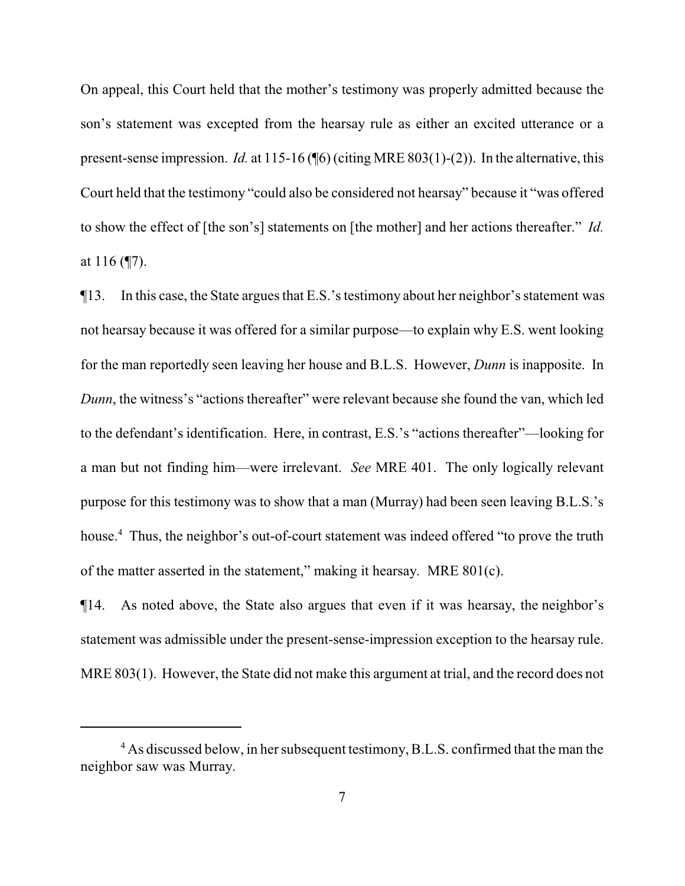On appeal, this Court held that the mother's testimony was properly admitted because the son's statement was excepted from the hearsay rule as either an excited utterance or a present-sense impression. *Id.* at 115-16 (¶6) (citing MRE 803(1)-(2)). In the alternative, this Court held that the testimony "could also be considered not hearsay" because it "was offered to show the effect of [the son's] statements on [the mother] and her actions thereafter." *Id.* at 116 (¶7).

¶13. In this case, the State argues that E.S.'s testimony about her neighbor's statement was not hearsay because it was offered for a similar purpose—to explain why E.S. went looking for the man reportedly seen leaving her house and B.L.S. However, *Dunn* is inapposite. In *Dunn*, the witness's "actions thereafter" were relevant because she found the van, which led to the defendant's identification. Here, in contrast, E.S.'s "actions thereafter"—looking for a man but not finding him—were irrelevant. *See* MRE 401. The only logically relevant purpose for this testimony was to show that a man (Murray) had been seen leaving B.L.S.'s house.[4] Thus, the neighbor's out-of-court statement was indeed offered "to prove the truth of the matter asserted in the statement," making it hearsay. MRE 801(c).

¶14. As noted above, the State also argues that even if it was hearsay, the neighbor's statement was admissible under the present-sense-impression exception to the hearsay rule. MRE 803(1). However, the State did not make this argument at trial, and the record does not

[4] As discussed below, in her subsequent testimony, B.L.S. confirmed that the man the neighbor saw was Murray.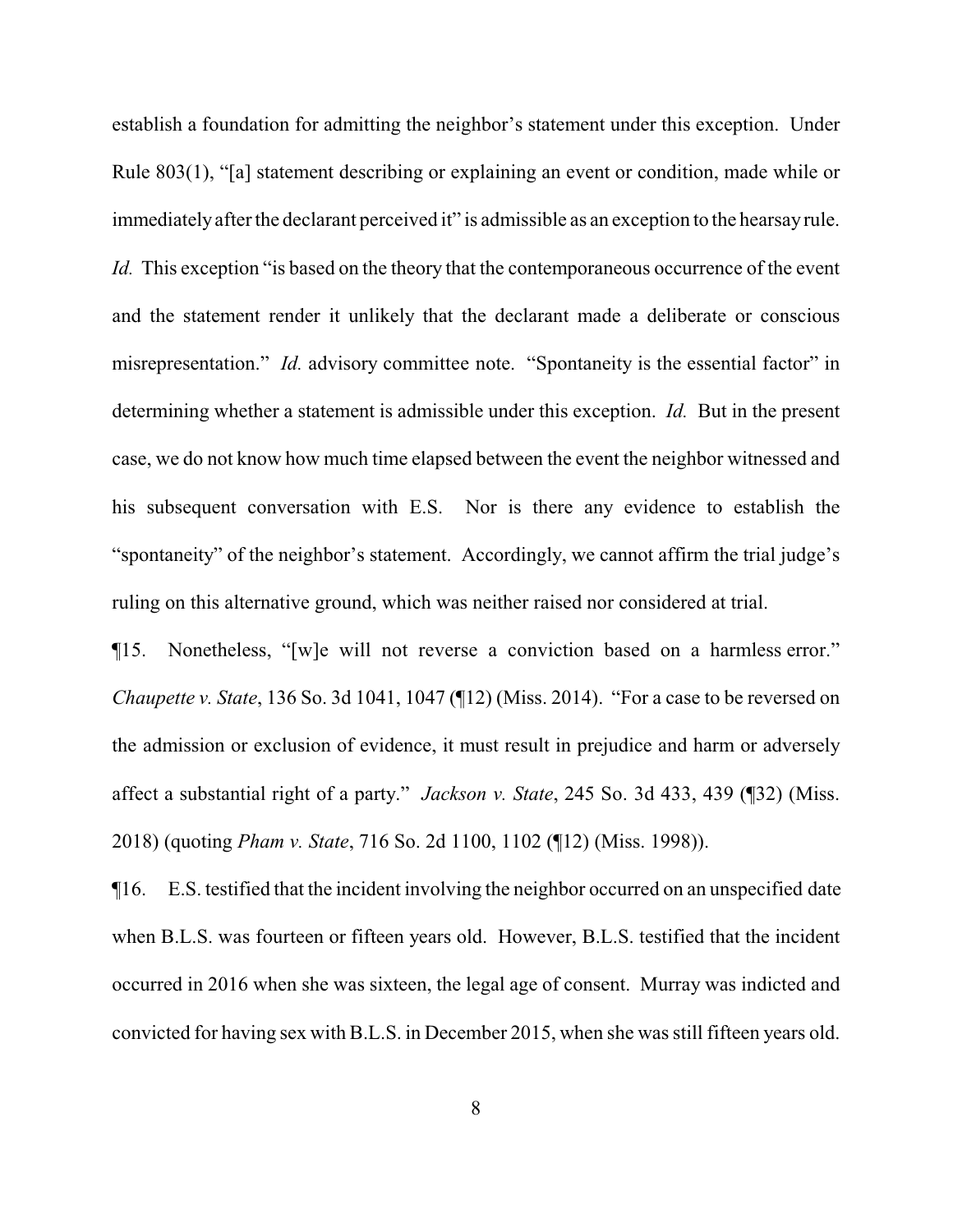establish a foundation for admitting the neighbor's statement under this exception. Under Rule 803(1), "[a] statement describing or explaining an event or condition, made while or immediately after the declarant perceived it" is admissible as an exception to the hearsay rule. *Id.* This exception "is based on the theory that the contemporaneous occurrence of the event and the statement render it unlikely that the declarant made a deliberate or conscious misrepresentation." *Id.* advisory committee note. "Spontaneity is the essential factor" in determining whether a statement is admissible under this exception. *Id.* But in the present case, we do not know how much time elapsed between the event the neighbor witnessed and his subsequent conversation with E.S. Nor is there any evidence to establish the "spontaneity" of the neighbor's statement. Accordingly, we cannot affirm the trial judge's ruling on this alternative ground, which was neither raised nor considered at trial.

¶15. Nonetheless, "[w]e will not reverse a conviction based on a harmless error." *Chaupette v. State*, 136 So. 3d 1041, 1047 (¶12) (Miss. 2014). "For a case to be reversed on the admission or exclusion of evidence, it must result in prejudice and harm or adversely affect a substantial right of a party." *Jackson v. State*, 245 So. 3d 433, 439 (¶32) (Miss. 2018) (quoting *Pham v. State*, 716 So. 2d 1100, 1102 (¶12) (Miss. 1998)).

¶16. E.S. testified that the incident involving the neighbor occurred on an unspecified date when B.L.S. was fourteen or fifteen years old. However, B.L.S. testified that the incident occurred in 2016 when she was sixteen, the legal age of consent. Murray was indicted and convicted for having sex with B.L.S. in December 2015, when she was still fifteen years old.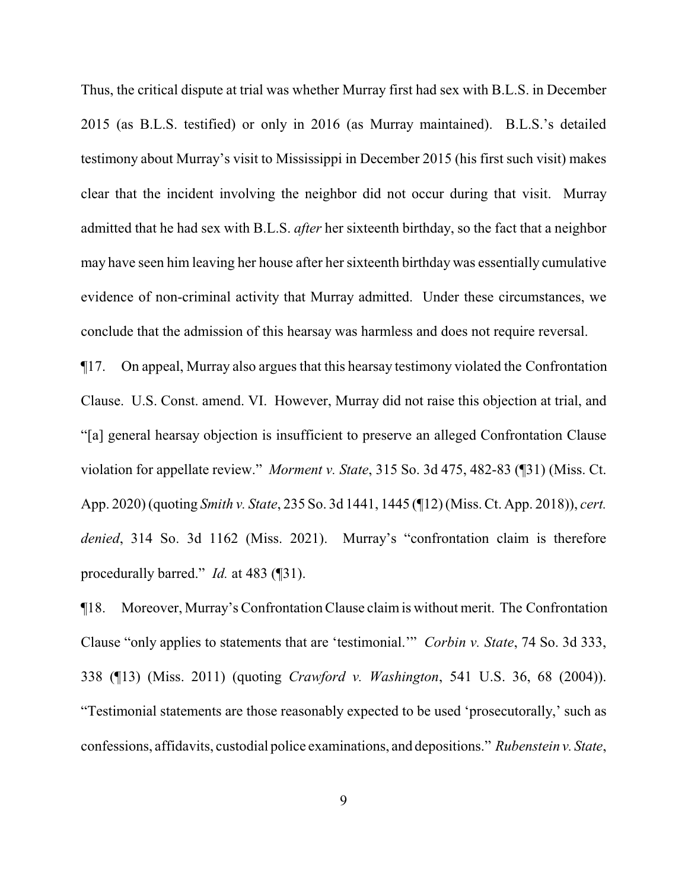Thus, the critical dispute at trial was whether Murray first had sex with B.L.S. in December 2015 (as B.L.S. testified) or only in 2016 (as Murray maintained). B.L.S.'s detailed testimony about Murray's visit to Mississippi in December 2015 (his first such visit) makes clear that the incident involving the neighbor did not occur during that visit. Murray admitted that he had sex with B.L.S. *after* her sixteenth birthday, so the fact that a neighbor may have seen him leaving her house after her sixteenth birthday was essentially cumulative evidence of non-criminal activity that Murray admitted. Under these circumstances, we conclude that the admission of this hearsay was harmless and does not require reversal.

¶17. On appeal, Murray also argues that this hearsay testimony violated the Confrontation Clause. U.S. Const. amend. VI. However, Murray did not raise this objection at trial, and "[a] general hearsay objection is insufficient to preserve an alleged Confrontation Clause violation for appellate review." *Morment v. State*, 315 So. 3d 475, 482-83 (¶31) (Miss. Ct. App. 2020) (quoting *Smith v. State*, 235 So. 3d 1441, 1445 (¶12) (Miss. Ct. App. 2018)), *cert. denied*, 314 So. 3d 1162 (Miss. 2021). Murray's "confrontation claim is therefore procedurally barred." *Id.* at 483 (¶31).

¶18. Moreover, Murray's Confrontation Clause claim is without merit. The Confrontation Clause "only applies to statements that are 'testimonial.'" *Corbin v. State*, 74 So. 3d 333, 338 (¶13) (Miss. 2011) (quoting *Crawford v. Washington*, 541 U.S. 36, 68 (2004)). "Testimonial statements are those reasonably expected to be used 'prosecutorally,' such as confessions, affidavits, custodial police examinations, and depositions." *Rubenstein v. State*,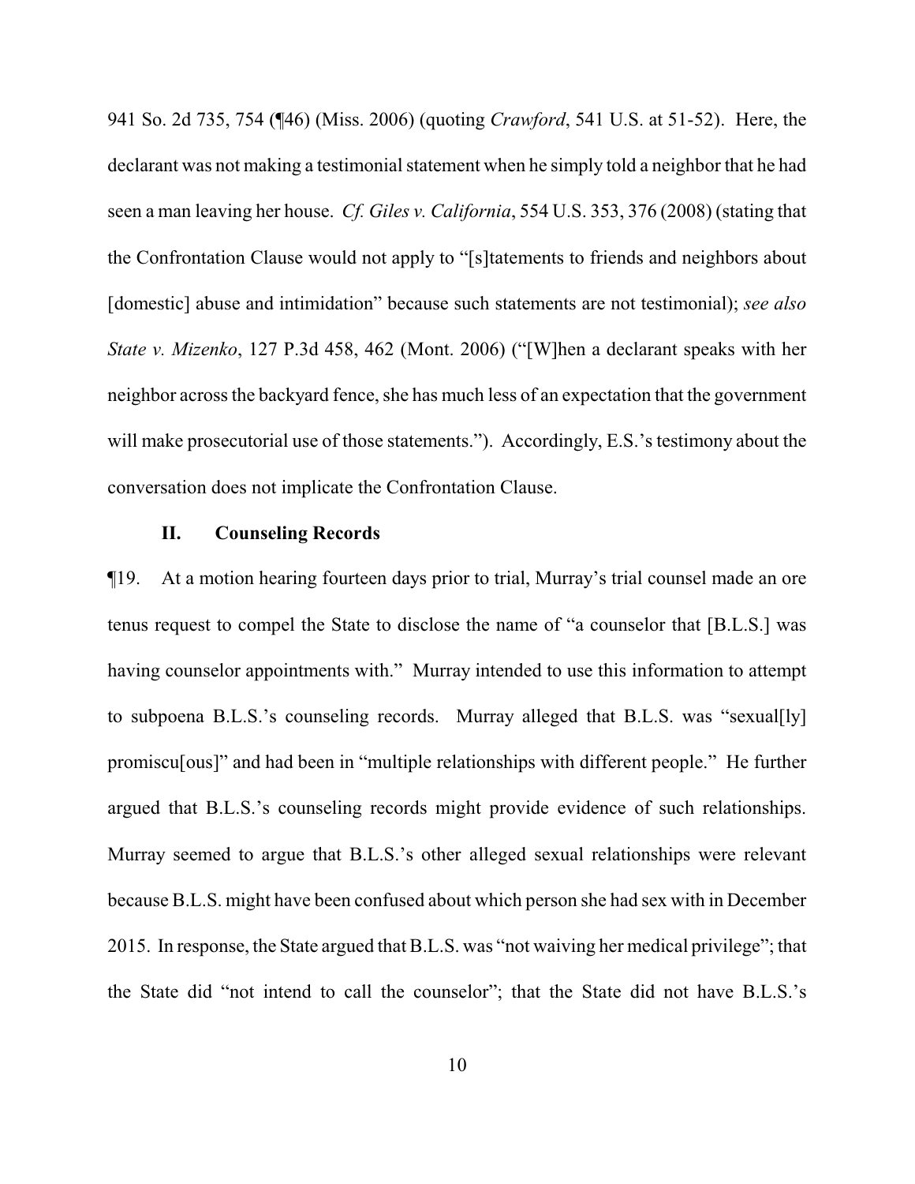941 So. 2d 735, 754 (¶46) (Miss. 2006) (quoting *Crawford*, 541 U.S. at 51-52). Here, the declarant was not making a testimonial statement when he simply told a neighbor that he had seen a man leaving her house. *Cf. Giles v. California*, 554 U.S. 353, 376 (2008) (stating that the Confrontation Clause would not apply to "[s]tatements to friends and neighbors about [domestic] abuse and intimidation" because such statements are not testimonial); *see also State v. Mizenko*, 127 P.3d 458, 462 (Mont. 2006) ("[W]hen a declarant speaks with her neighbor across the backyard fence, she has much less of an expectation that the government will make prosecutorial use of those statements."). Accordingly, E.S.'s testimony about the conversation does not implicate the Confrontation Clause.

## II. Counseling Records

¶19. At a motion hearing fourteen days prior to trial, Murray's trial counsel made an ore tenus request to compel the State to disclose the name of "a counselor that [B.L.S.] was having counselor appointments with." Murray intended to use this information to attempt to subpoena B.L.S.'s counseling records. Murray alleged that B.L.S. was "sexual[ly] promiscu[ous]" and had been in "multiple relationships with different people." He further argued that B.L.S.'s counseling records might provide evidence of such relationships. Murray seemed to argue that B.L.S.'s other alleged sexual relationships were relevant because B.L.S. might have been confused about which person she had sex with in December 2015. In response, the State argued that B.L.S. was "not waiving her medical privilege"; that the State did "not intend to call the counselor"; that the State did not have B.L.S.'s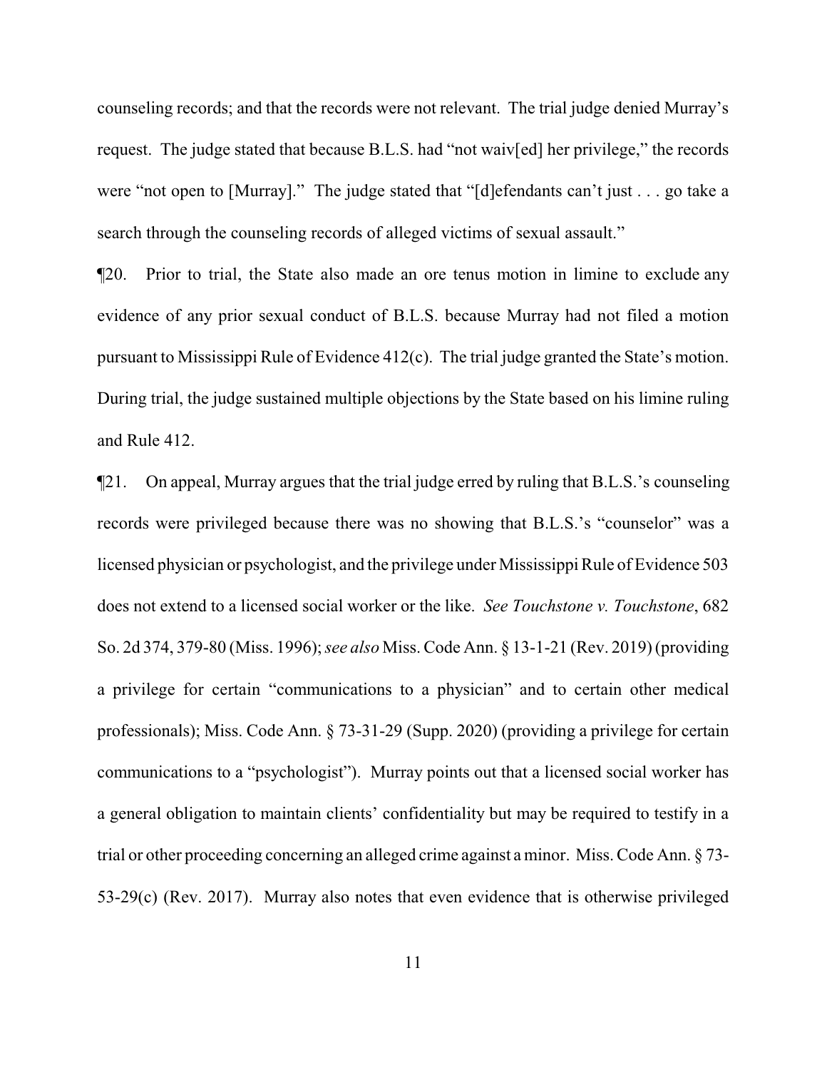counseling records; and that the records were not relevant. The trial judge denied Murray's request. The judge stated that because B.L.S. had "not waiv[ed] her privilege," the records were "not open to [Murray]." The judge stated that "[d]efendants can't just . . . go take a search through the counseling records of alleged victims of sexual assault."

¶20. Prior to trial, the State also made an ore tenus motion in limine to exclude any evidence of any prior sexual conduct of B.L.S. because Murray had not filed a motion pursuant to Mississippi Rule of Evidence 412(c). The trial judge granted the State's motion. During trial, the judge sustained multiple objections by the State based on his limine ruling and Rule 412.

¶21. On appeal, Murray argues that the trial judge erred by ruling that B.L.S.'s counseling records were privileged because there was no showing that B.L.S.'s "counselor" was a licensed physician or psychologist, and the privilege under Mississippi Rule of Evidence 503 does not extend to a licensed social worker or the like. *See Touchstone v. Touchstone*, 682 So. 2d 374, 379-80 (Miss. 1996); *see also* Miss. Code Ann. § 13-1-21 (Rev. 2019) (providing a privilege for certain "communications to a physician" and to certain other medical professionals); Miss. Code Ann. § 73-31-29 (Supp. 2020) (providing a privilege for certain communications to a "psychologist"). Murray points out that a licensed social worker has a general obligation to maintain clients' confidentiality but may be required to testify in a trial or other proceeding concerning an alleged crime against a minor. Miss. Code Ann. § 73-53-29(c) (Rev. 2017). Murray also notes that even evidence that is otherwise privileged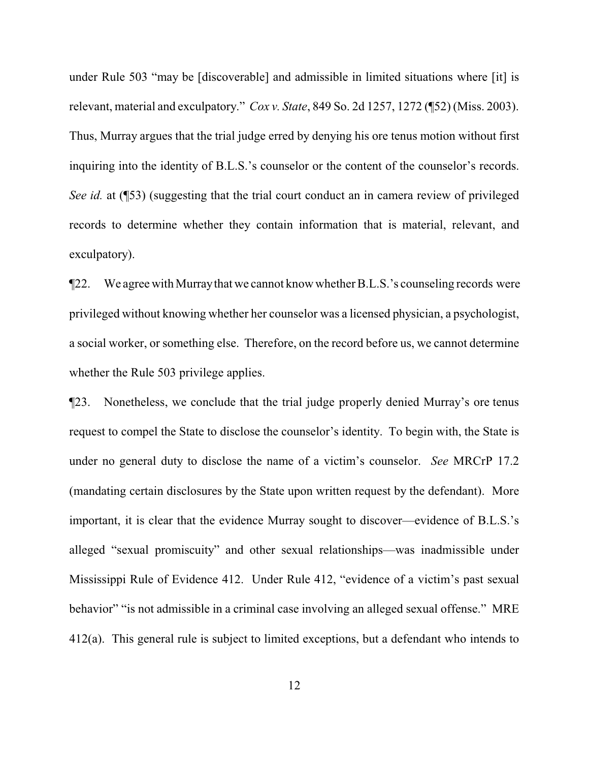under Rule 503 "may be [discoverable] and admissible in limited situations where [it] is relevant, material and exculpatory." *Cox v. State*, 849 So. 2d 1257, 1272 (¶52) (Miss. 2003). Thus, Murray argues that the trial judge erred by denying his ore tenus motion without first inquiring into the identity of B.L.S.'s counselor or the content of the counselor's records. *See id.* at (¶53) (suggesting that the trial court conduct an in camera review of privileged records to determine whether they contain information that is material, relevant, and exculpatory).

¶22. We agree with Murray that we cannot know whether B.L.S.'s counseling records were privileged without knowing whether her counselor was a licensed physician, a psychologist, a social worker, or something else. Therefore, on the record before us, we cannot determine whether the Rule 503 privilege applies.

¶23. Nonetheless, we conclude that the trial judge properly denied Murray's ore tenus request to compel the State to disclose the counselor's identity. To begin with, the State is under no general duty to disclose the name of a victim's counselor. *See* MRCrP 17.2 (mandating certain disclosures by the State upon written request by the defendant). More important, it is clear that the evidence Murray sought to discover—evidence of B.L.S.'s alleged "sexual promiscuity" and other sexual relationships—was inadmissible under Mississippi Rule of Evidence 412. Under Rule 412, "evidence of a victim's past sexual behavior" "is not admissible in a criminal case involving an alleged sexual offense." MRE 412(a). This general rule is subject to limited exceptions, but a defendant who intends to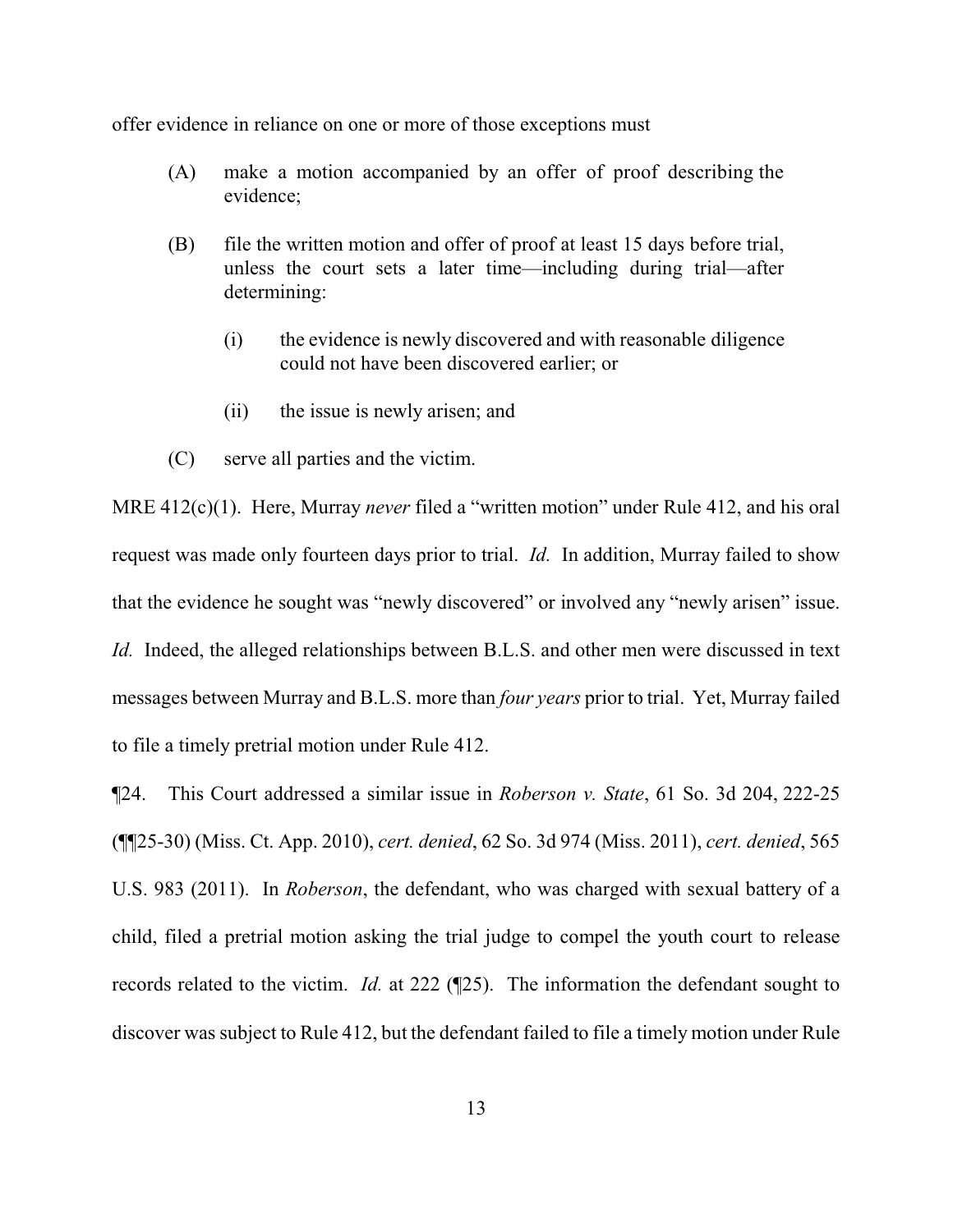offer evidence in reliance on one or more of those exceptions must

> (A) make a motion accompanied by an offer of proof describing the evidence;
>
> (B) file the written motion and offer of proof at least 15 days before trial, unless the court sets a later time—including during trial—after determining:
>
> > (i) the evidence is newly discovered and with reasonable diligence could not have been discovered earlier; or
> >
> > (ii) the issue is newly arisen; and
>
> (C) serve all parties and the victim.

MRE 412(c)(1). Here, Murray *never* filed a "written motion" under Rule 412, and his oral request was made only fourteen days prior to trial. *Id.* In addition, Murray failed to show that the evidence he sought was "newly discovered" or involved any "newly arisen" issue. *Id.* Indeed, the alleged relationships between B.L.S. and other men were discussed in text messages between Murray and B.L.S. more than *four years* prior to trial. Yet, Murray failed to file a timely pretrial motion under Rule 412.

¶24. This Court addressed a similar issue in *Roberson v. State*, 61 So. 3d 204, 222-25 (¶¶25-30) (Miss. Ct. App. 2010), *cert. denied*, 62 So. 3d 974 (Miss. 2011), *cert. denied*, 565 U.S. 983 (2011). In *Roberson*, the defendant, who was charged with sexual battery of a child, filed a pretrial motion asking the trial judge to compel the youth court to release records related to the victim. *Id.* at 222 (¶25). The information the defendant sought to discover was subject to Rule 412, but the defendant failed to file a timely motion under Rule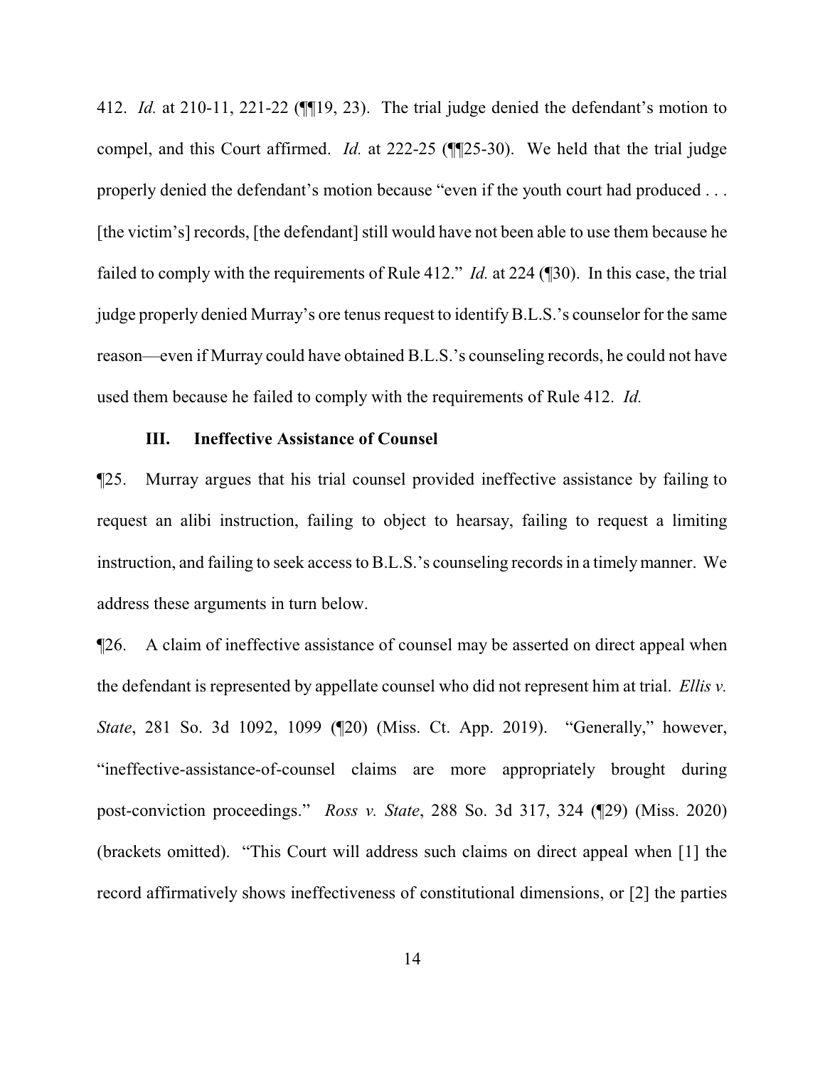412. *Id.* at 210-11, 221-22 (¶¶19, 23). The trial judge denied the defendant's motion to compel, and this Court affirmed. *Id.* at 222-25 (¶¶25-30). We held that the trial judge properly denied the defendant's motion because "even if the youth court had produced . . . [the victim's] records, [the defendant] still would have not been able to use them because he failed to comply with the requirements of Rule 412." *Id.* at 224 (¶30). In this case, the trial judge properly denied Murray's ore tenus request to identify B.L.S.'s counselor for the same reason—even if Murray could have obtained B.L.S.'s counseling records, he could not have used them because he failed to comply with the requirements of Rule 412. *Id.*

### III. Ineffective Assistance of Counsel

¶25. Murray argues that his trial counsel provided ineffective assistance by failing to request an alibi instruction, failing to object to hearsay, failing to request a limiting instruction, and failing to seek access to B.L.S.'s counseling records in a timely manner. We address these arguments in turn below.

¶26. A claim of ineffective assistance of counsel may be asserted on direct appeal when the defendant is represented by appellate counsel who did not represent him at trial. *Ellis v. State*, 281 So. 3d 1092, 1099 (¶20) (Miss. Ct. App. 2019). "Generally," however, "ineffective-assistance-of-counsel claims are more appropriately brought during post-conviction proceedings." *Ross v. State*, 288 So. 3d 317, 324 (¶29) (Miss. 2020) (brackets omitted). "This Court will address such claims on direct appeal when [1] the record affirmatively shows ineffectiveness of constitutional dimensions, or [2] the parties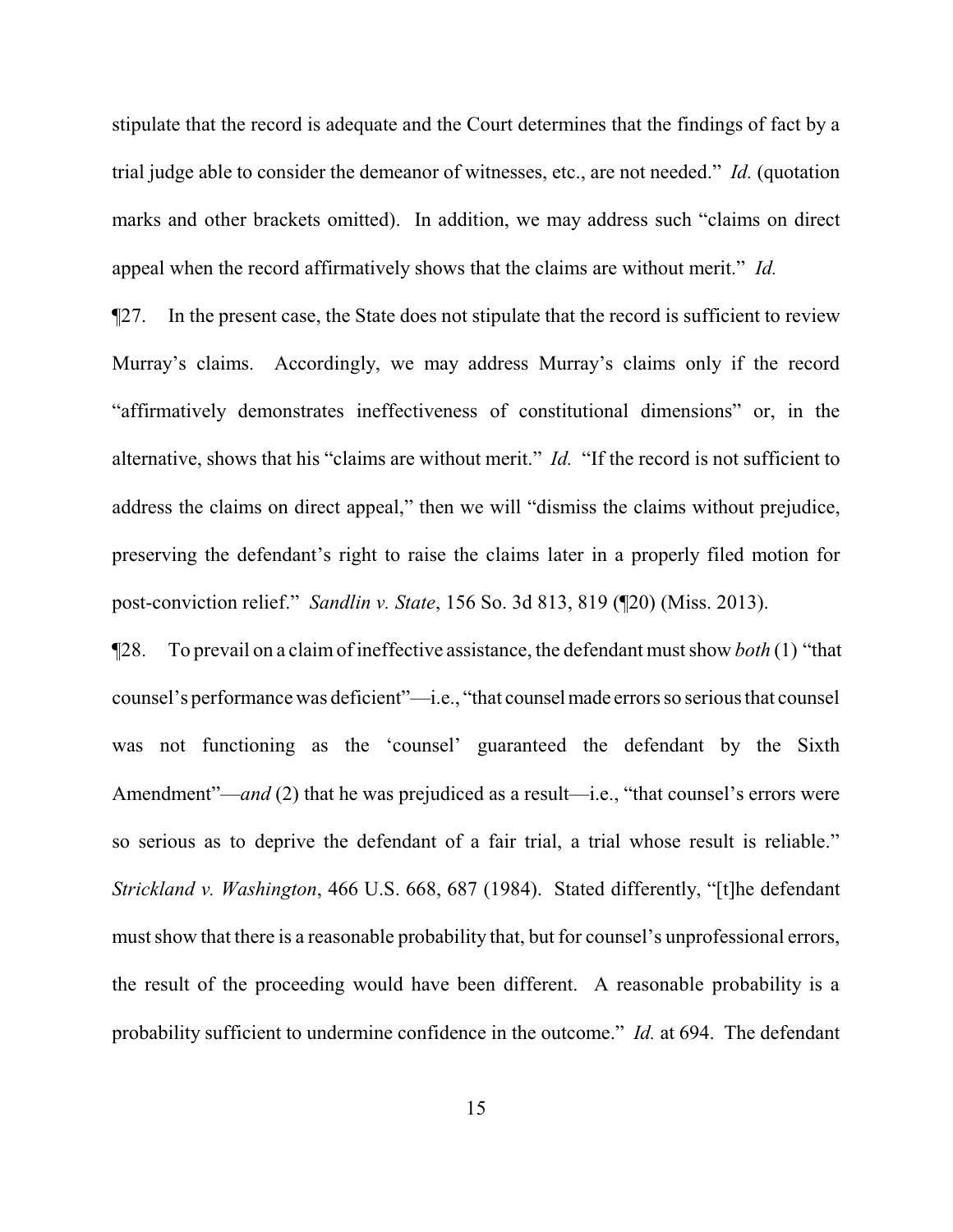stipulate that the record is adequate and the Court determines that the findings of fact by a trial judge able to consider the demeanor of witnesses, etc., are not needed." *Id.* (quotation marks and other brackets omitted). In addition, we may address such "claims on direct appeal when the record affirmatively shows that the claims are without merit." *Id.*

¶27. In the present case, the State does not stipulate that the record is sufficient to review Murray's claims. Accordingly, we may address Murray's claims only if the record "affirmatively demonstrates ineffectiveness of constitutional dimensions" or, in the alternative, shows that his "claims are without merit." *Id.* "If the record is not sufficient to address the claims on direct appeal," then we will "dismiss the claims without prejudice, preserving the defendant's right to raise the claims later in a properly filed motion for post-conviction relief." *Sandlin v. State*, 156 So. 3d 813, 819 (¶20) (Miss. 2013).

¶28. To prevail on a claim of ineffective assistance, the defendant must show *both* (1) "that counsel's performance was deficient"—i.e., "that counsel made errors so serious that counsel was not functioning as the 'counsel' guaranteed the defendant by the Sixth Amendment"—*and* (2) that he was prejudiced as a result—i.e., "that counsel's errors were so serious as to deprive the defendant of a fair trial, a trial whose result is reliable." *Strickland v. Washington*, 466 U.S. 668, 687 (1984). Stated differently, "[t]he defendant must show that there is a reasonable probability that, but for counsel's unprofessional errors, the result of the proceeding would have been different. A reasonable probability is a probability sufficient to undermine confidence in the outcome." *Id.* at 694. The defendant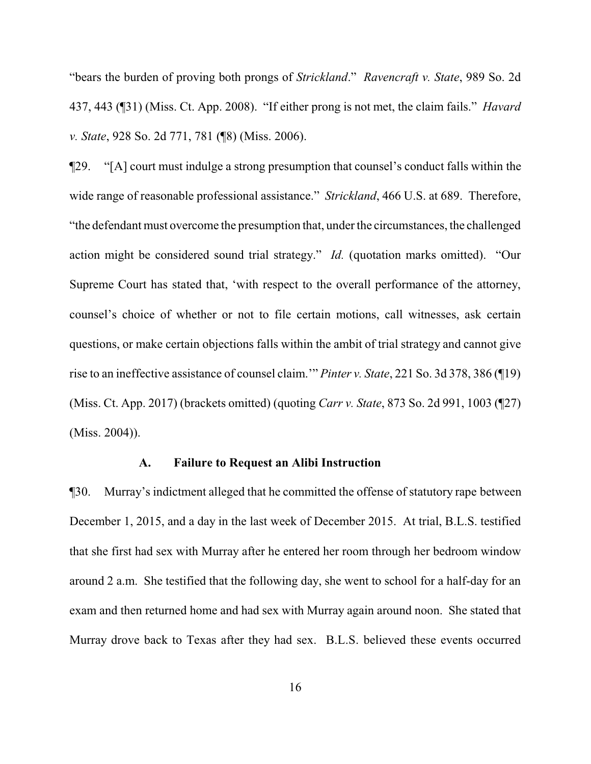"bears the burden of proving both prongs of *Strickland*." *Ravencraft v. State*, 989 So. 2d 437, 443 (¶31) (Miss. Ct. App. 2008). "If either prong is not met, the claim fails." *Havard v. State*, 928 So. 2d 771, 781 (¶8) (Miss. 2006).

¶29. "[A] court must indulge a strong presumption that counsel's conduct falls within the wide range of reasonable professional assistance." *Strickland*, 466 U.S. at 689. Therefore, "the defendant must overcome the presumption that, under the circumstances, the challenged action might be considered sound trial strategy." *Id.* (quotation marks omitted). "Our Supreme Court has stated that, 'with respect to the overall performance of the attorney, counsel's choice of whether or not to file certain motions, call witnesses, ask certain questions, or make certain objections falls within the ambit of trial strategy and cannot give rise to an ineffective assistance of counsel claim.'" *Pinter v. State*, 221 So. 3d 378, 386 (¶19) (Miss. Ct. App. 2017) (brackets omitted) (quoting *Carr v. State*, 873 So. 2d 991, 1003 (¶27) (Miss. 2004)).

### A. Failure to Request an Alibi Instruction

¶30. Murray's indictment alleged that he committed the offense of statutory rape between December 1, 2015, and a day in the last week of December 2015. At trial, B.L.S. testified that she first had sex with Murray after he entered her room through her bedroom window around 2 a.m. She testified that the following day, she went to school for a half-day for an exam and then returned home and had sex with Murray again around noon. She stated that Murray drove back to Texas after they had sex. B.L.S. believed these events occurred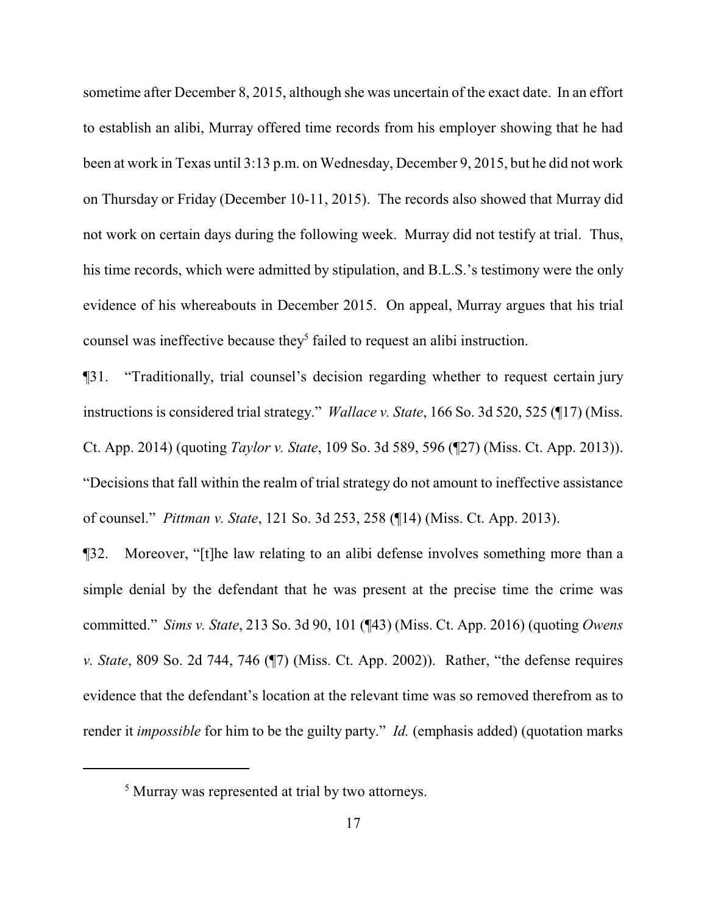sometime after December 8, 2015, although she was uncertain of the exact date. In an effort to establish an alibi, Murray offered time records from his employer showing that he had been at work in Texas until 3:13 p.m. on Wednesday, December 9, 2015, but he did not work on Thursday or Friday (December 10-11, 2015). The records also showed that Murray did not work on certain days during the following week. Murray did not testify at trial. Thus, his time records, which were admitted by stipulation, and B.L.S.'s testimony were the only evidence of his whereabouts in December 2015. On appeal, Murray argues that his trial counsel was ineffective because they[5] failed to request an alibi instruction.

¶31. "Traditionally, trial counsel's decision regarding whether to request certain jury instructions is considered trial strategy." *Wallace v. State*, 166 So. 3d 520, 525 (¶17) (Miss. Ct. App. 2014) (quoting *Taylor v. State*, 109 So. 3d 589, 596 (¶27) (Miss. Ct. App. 2013)). "Decisions that fall within the realm of trial strategy do not amount to ineffective assistance of counsel." *Pittman v. State*, 121 So. 3d 253, 258 (¶14) (Miss. Ct. App. 2013).

¶32. Moreover, "[t]he law relating to an alibi defense involves something more than a simple denial by the defendant that he was present at the precise time the crime was committed." *Sims v. State*, 213 So. 3d 90, 101 (¶43) (Miss. Ct. App. 2016) (quoting *Owens v. State*, 809 So. 2d 744, 746 (¶7) (Miss. Ct. App. 2002)). Rather, "the defense requires evidence that the defendant's location at the relevant time was so removed therefrom as to render it *impossible* for him to be the guilty party." *Id.* (emphasis added) (quotation marks

---

[5] Murray was represented at trial by two attorneys.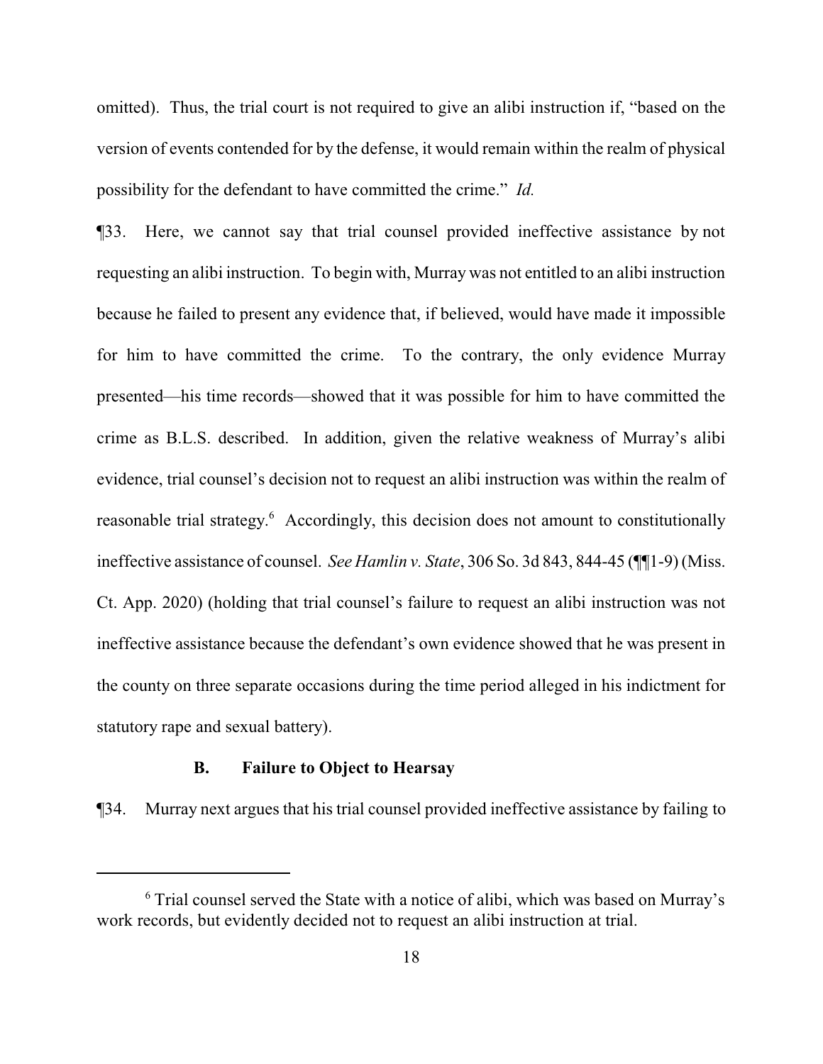omitted). Thus, the trial court is not required to give an alibi instruction if, "based on the version of events contended for by the defense, it would remain within the realm of physical possibility for the defendant to have committed the crime." *Id.*

¶33. Here, we cannot say that trial counsel provided ineffective assistance by not requesting an alibi instruction. To begin with, Murray was not entitled to an alibi instruction because he failed to present any evidence that, if believed, would have made it impossible for him to have committed the crime. To the contrary, the only evidence Murray presented—his time records—showed that it was possible for him to have committed the crime as B.L.S. described. In addition, given the relative weakness of Murray's alibi evidence, trial counsel's decision not to request an alibi instruction was within the realm of reasonable trial strategy.[6] Accordingly, this decision does not amount to constitutionally ineffective assistance of counsel. *See Hamlin v. State*, 306 So. 3d 843, 844-45 (¶¶1-9) (Miss. Ct. App. 2020) (holding that trial counsel's failure to request an alibi instruction was not ineffective assistance because the defendant's own evidence showed that he was present in the county on three separate occasions during the time period alleged in his indictment for statutory rape and sexual battery).

### B. Failure to Object to Hearsay

¶34. Murray next argues that his trial counsel provided ineffective assistance by failing to

---

[6] Trial counsel served the State with a notice of alibi, which was based on Murray's work records, but evidently decided not to request an alibi instruction at trial.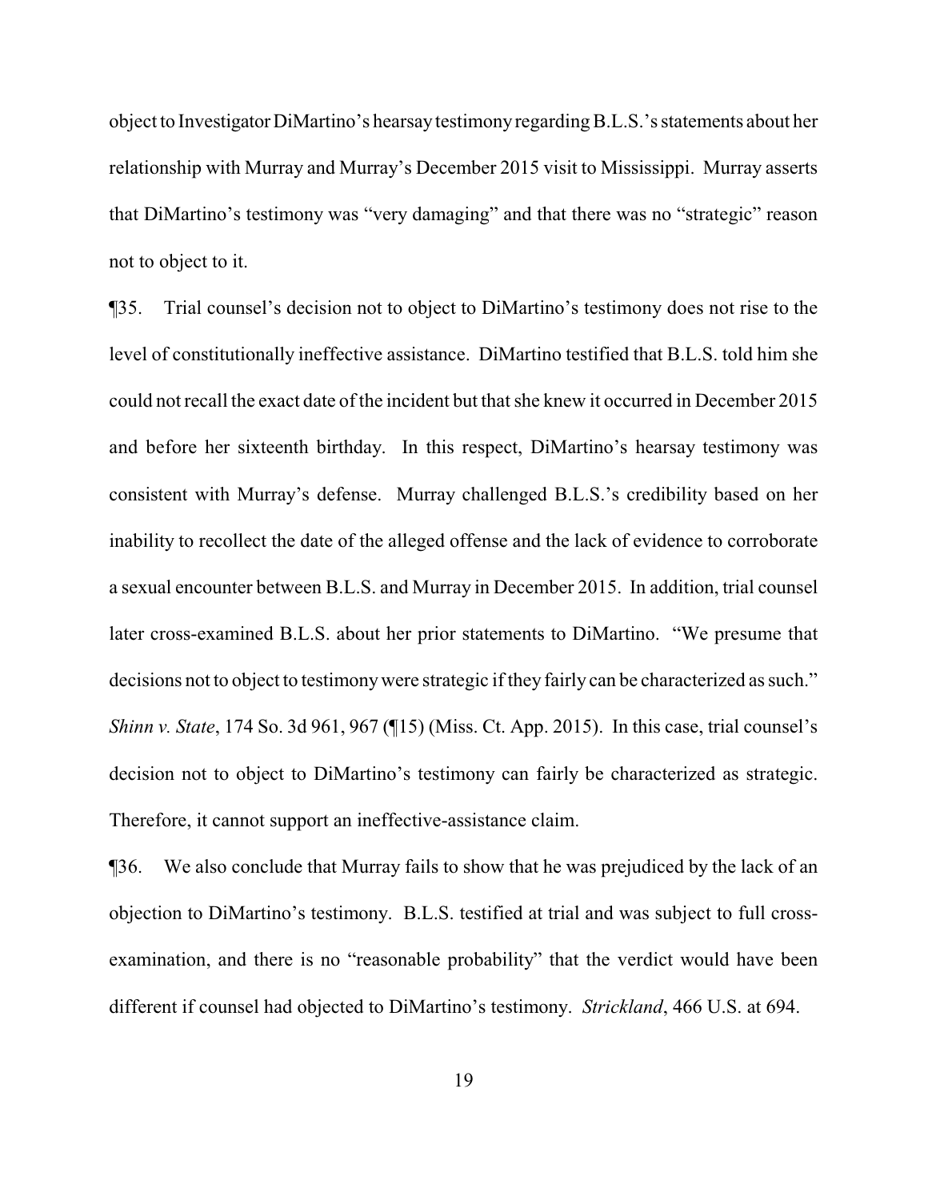object to Investigator DiMartino's hearsay testimony regarding B.L.S.'s statements about her relationship with Murray and Murray's December 2015 visit to Mississippi. Murray asserts that DiMartino's testimony was "very damaging" and that there was no "strategic" reason not to object to it.

¶35. Trial counsel's decision not to object to DiMartino's testimony does not rise to the level of constitutionally ineffective assistance. DiMartino testified that B.L.S. told him she could not recall the exact date of the incident but that she knew it occurred in December 2015 and before her sixteenth birthday. In this respect, DiMartino's hearsay testimony was consistent with Murray's defense. Murray challenged B.L.S.'s credibility based on her inability to recollect the date of the alleged offense and the lack of evidence to corroborate a sexual encounter between B.L.S. and Murray in December 2015. In addition, trial counsel later cross-examined B.L.S. about her prior statements to DiMartino. "We presume that decisions not to object to testimony were strategic if they fairly can be characterized as such." *Shinn v. State*, 174 So. 3d 961, 967 (¶15) (Miss. Ct. App. 2015). In this case, trial counsel's decision not to object to DiMartino's testimony can fairly be characterized as strategic. Therefore, it cannot support an ineffective-assistance claim.

¶36. We also conclude that Murray fails to show that he was prejudiced by the lack of an objection to DiMartino's testimony. B.L.S. testified at trial and was subject to full cross-examination, and there is no "reasonable probability" that the verdict would have been different if counsel had objected to DiMartino's testimony. *Strickland*, 466 U.S. at 694.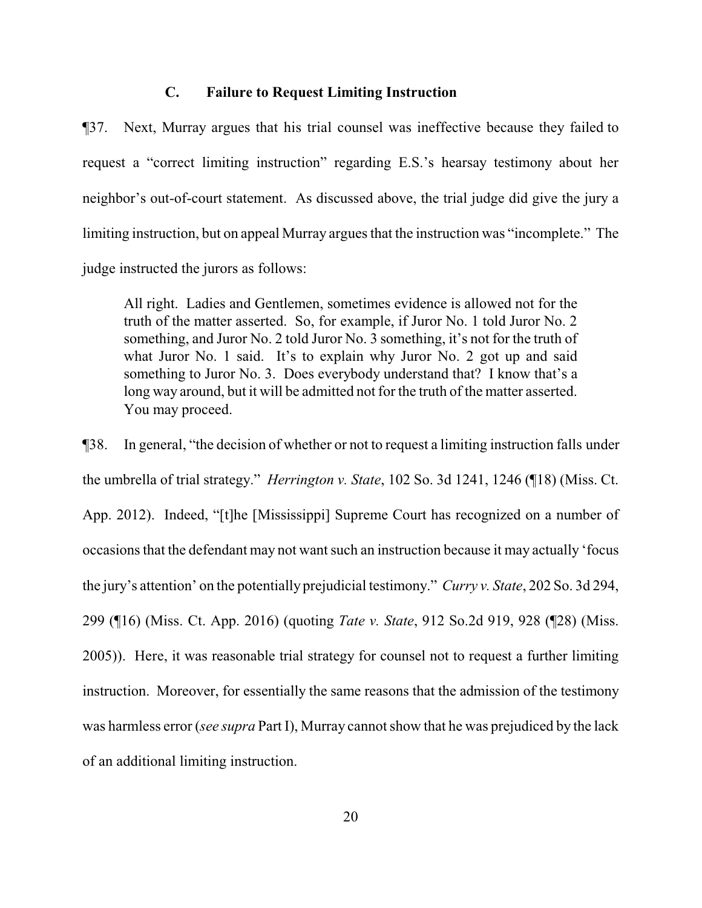### C. Failure to Request Limiting Instruction

¶37. Next, Murray argues that his trial counsel was ineffective because they failed to request a "correct limiting instruction" regarding E.S.'s hearsay testimony about her neighbor's out-of-court statement. As discussed above, the trial judge did give the jury a limiting instruction, but on appeal Murray argues that the instruction was "incomplete." The judge instructed the jurors as follows:

> All right. Ladies and Gentlemen, sometimes evidence is allowed not for the truth of the matter asserted. So, for example, if Juror No. 1 told Juror No. 2 something, and Juror No. 2 told Juror No. 3 something, it's not for the truth of what Juror No. 1 said. It's to explain why Juror No. 2 got up and said something to Juror No. 3. Does everybody understand that? I know that's a long way around, but it will be admitted not for the truth of the matter asserted. You may proceed.

¶38. In general, "the decision of whether or not to request a limiting instruction falls under the umbrella of trial strategy." *Herrington v. State*, 102 So. 3d 1241, 1246 (¶18) (Miss. Ct. App. 2012). Indeed, "[t]he [Mississippi] Supreme Court has recognized on a number of occasions that the defendant may not want such an instruction because it may actually 'focus the jury's attention' on the potentially prejudicial testimony." *Curry v. State*, 202 So. 3d 294, 299 (¶16) (Miss. Ct. App. 2016) (quoting *Tate v. State*, 912 So.2d 919, 928 (¶28) (Miss. 2005)). Here, it was reasonable trial strategy for counsel not to request a further limiting instruction. Moreover, for essentially the same reasons that the admission of the testimony was harmless error (*see supra* Part I), Murray cannot show that he was prejudiced by the lack of an additional limiting instruction.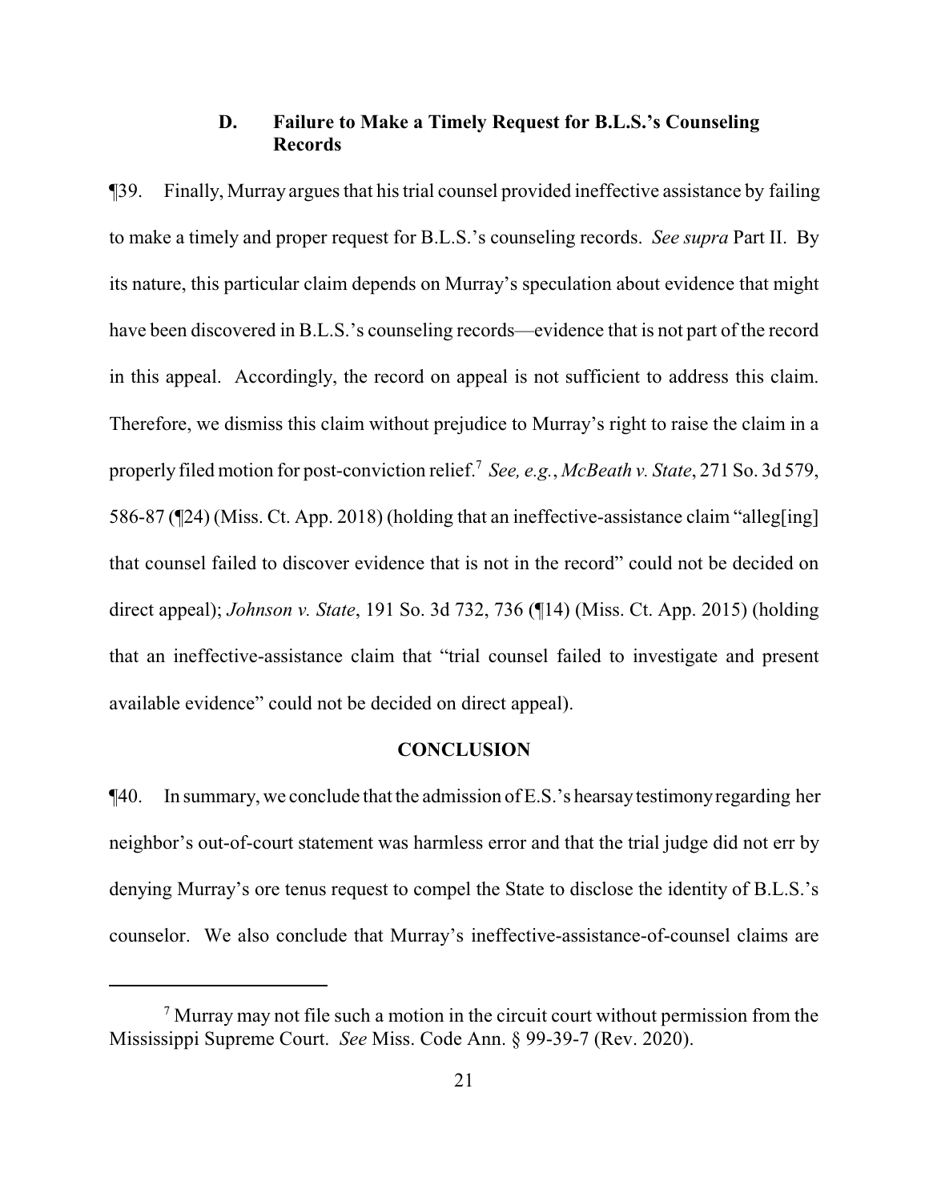### D. Failure to Make a Timely Request for B.L.S.'s Counseling Records

¶39. Finally, Murray argues that his trial counsel provided ineffective assistance by failing to make a timely and proper request for B.L.S.'s counseling records. *See supra* Part II. By its nature, this particular claim depends on Murray's speculation about evidence that might have been discovered in B.L.S.'s counseling records—evidence that is not part of the record in this appeal. Accordingly, the record on appeal is not sufficient to address this claim. Therefore, we dismiss this claim without prejudice to Murray's right to raise the claim in a properly filed motion for post-conviction relief.[7] *See, e.g.*, *McBeath v. State*, 271 So. 3d 579, 586-87 (¶24) (Miss. Ct. App. 2018) (holding that an ineffective-assistance claim "alleg[ing] that counsel failed to discover evidence that is not in the record" could not be decided on direct appeal); *Johnson v. State*, 191 So. 3d 732, 736 (¶14) (Miss. Ct. App. 2015) (holding that an ineffective-assistance claim that "trial counsel failed to investigate and present available evidence" could not be decided on direct appeal).

## CONCLUSION

¶40. In summary, we conclude that the admission of E.S.'s hearsay testimony regarding her neighbor's out-of-court statement was harmless error and that the trial judge did not err by denying Murray's ore tenus request to compel the State to disclose the identity of B.L.S.'s counselor. We also conclude that Murray's ineffective-assistance-of-counsel claims are

---

[7] Murray may not file such a motion in the circuit court without permission from the Mississippi Supreme Court. *See* Miss. Code Ann. § 99-39-7 (Rev. 2020).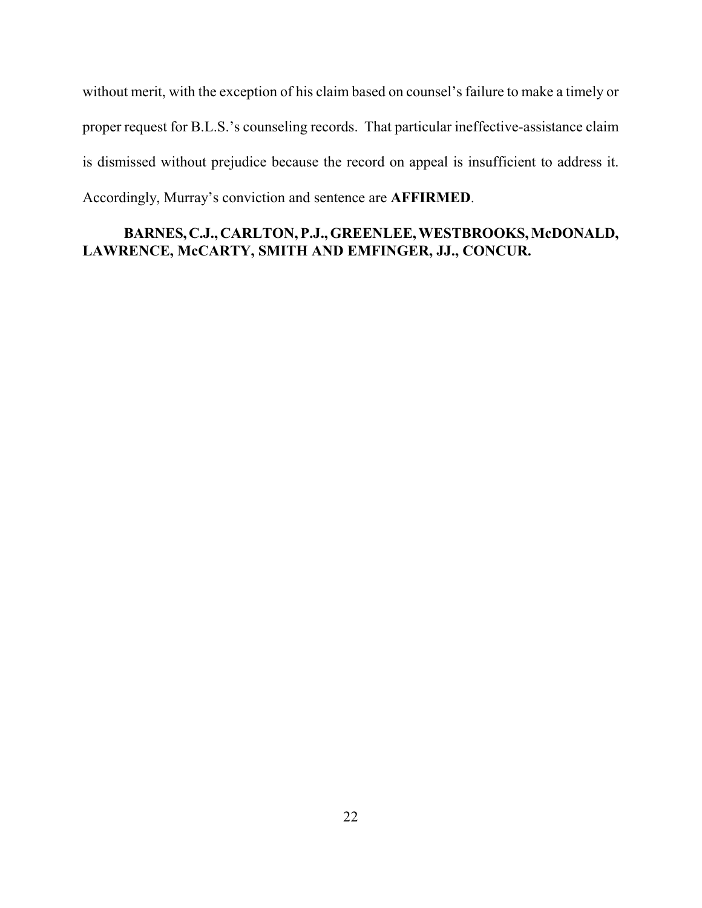without merit, with the exception of his claim based on counsel's failure to make a timely or proper request for B.L.S.'s counseling records. That particular ineffective-assistance claim is dismissed without prejudice because the record on appeal is insufficient to address it. Accordingly, Murray's conviction and sentence are **AFFIRMED**.

**BARNES, C.J., CARLTON, P.J., GREENLEE, WESTBROOKS, McDONALD, LAWRENCE, McCARTY, SMITH AND EMFINGER, JJ., CONCUR.**